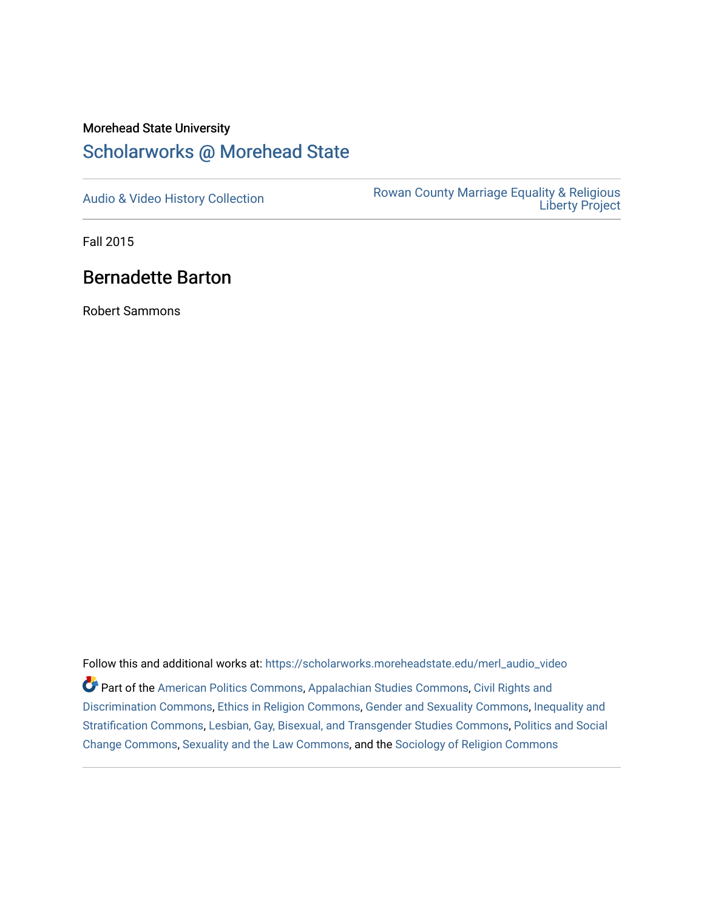Morehead State University

# Scholarworks @ Morehead State

Audio & Video History Collection

Rowan County Marriage Equality & Religious Liberty Project

Fall 2015

## Bernadette Barton

Robert Sammons

Follow this and additional works at: https://scholarworks.moreheadstate.edu/merl_audio_video

Part of the American Politics Commons, Appalachian Studies Commons, Civil Rights and Discrimination Commons, Ethics in Religion Commons, Gender and Sexuality Commons, Inequality and Stratification Commons, Lesbian, Gay, Bisexual, and Transgender Studies Commons, Politics and Social Change Commons, Sexuality and the Law Commons, and the Sociology of Religion Commons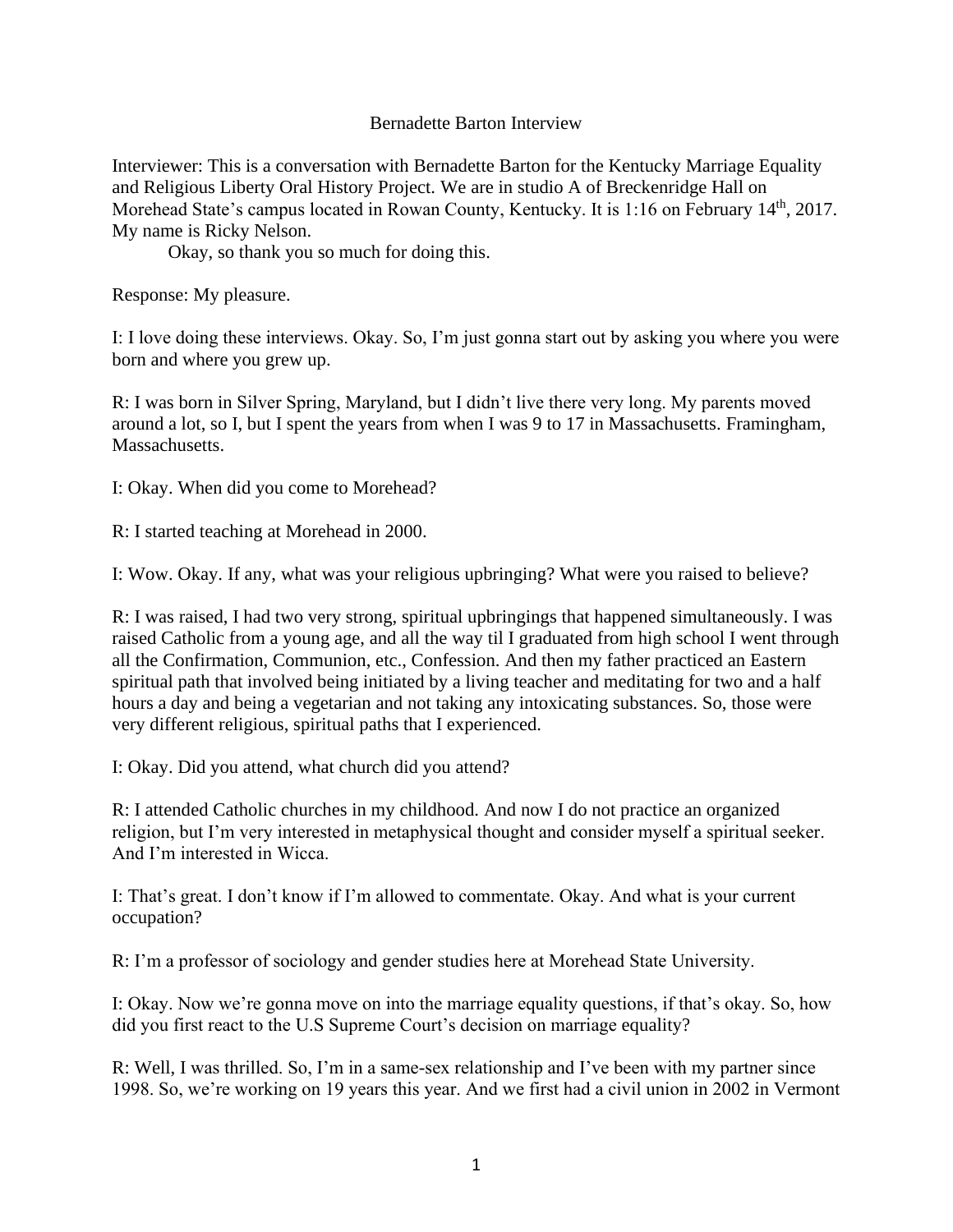Bernadette Barton Interview

Interviewer: This is a conversation with Bernadette Barton for the Kentucky Marriage Equality and Religious Liberty Oral History Project. We are in studio A of Breckenridge Hall on Morehead State's campus located in Rowan County, Kentucky. It is 1:16 on February 14th, 2017. My name is Ricky Nelson.

Okay, so thank you so much for doing this.

Response: My pleasure.

I: I love doing these interviews. Okay. So, I'm just gonna start out by asking you where you were born and where you grew up.

R: I was born in Silver Spring, Maryland, but I didn't live there very long. My parents moved around a lot, so I, but I spent the years from when I was 9 to 17 in Massachusetts. Framingham, Massachusetts.

I: Okay. When did you come to Morehead?

R: I started teaching at Morehead in 2000.

I: Wow. Okay. If any, what was your religious upbringing? What were you raised to believe?

R: I was raised, I had two very strong, spiritual upbringings that happened simultaneously. I was raised Catholic from a young age, and all the way til I graduated from high school I went through all the Confirmation, Communion, etc., Confession. And then my father practiced an Eastern spiritual path that involved being initiated by a living teacher and meditating for two and a half hours a day and being a vegetarian and not taking any intoxicating substances. So, those were very different religious, spiritual paths that I experienced.

I: Okay. Did you attend, what church did you attend?

R: I attended Catholic churches in my childhood. And now I do not practice an organized religion, but I'm very interested in metaphysical thought and consider myself a spiritual seeker. And I'm interested in Wicca.

I: That's great. I don't know if I'm allowed to commentate. Okay. And what is your current occupation?

R: I'm a professor of sociology and gender studies here at Morehead State University.

I: Okay. Now we're gonna move on into the marriage equality questions, if that's okay. So, how did you first react to the U.S Supreme Court's decision on marriage equality?

R: Well, I was thrilled. So, I'm in a same-sex relationship and I've been with my partner since 1998. So, we're working on 19 years this year. And we first had a civil union in 2002 in Vermont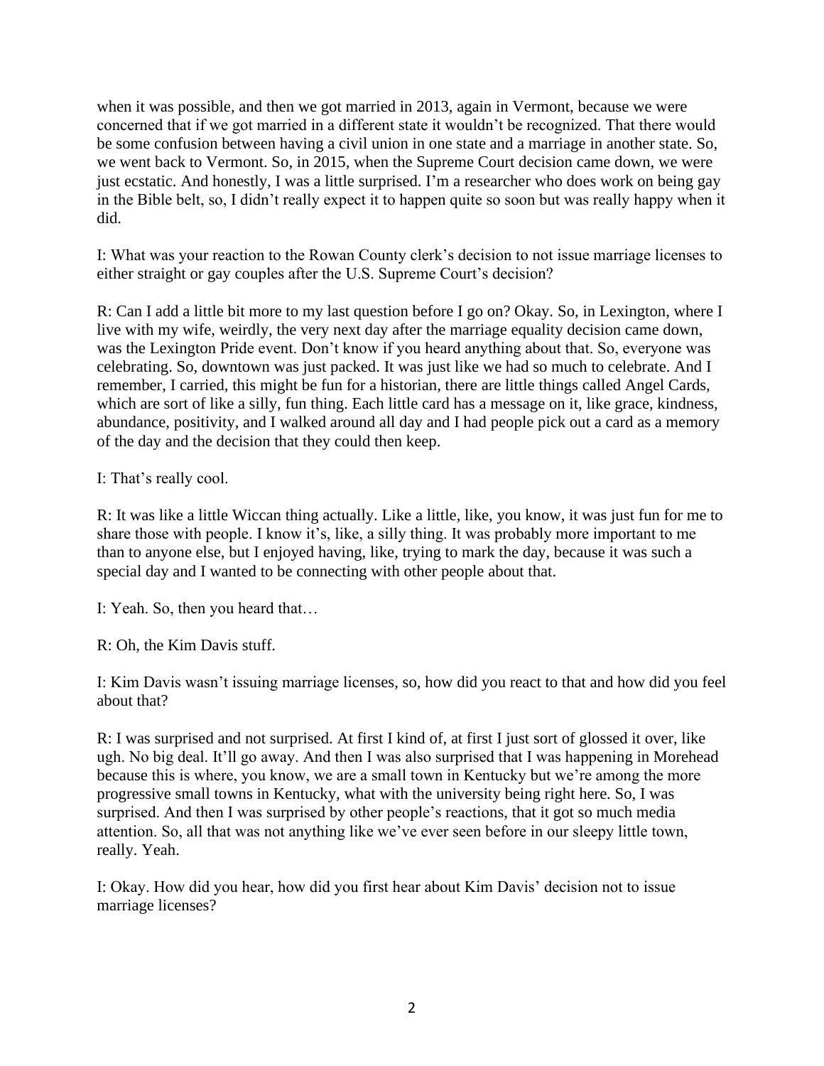when it was possible, and then we got married in 2013, again in Vermont, because we were concerned that if we got married in a different state it wouldn't be recognized. That there would be some confusion between having a civil union in one state and a marriage in another state. So, we went back to Vermont. So, in 2015, when the Supreme Court decision came down, we were just ecstatic. And honestly, I was a little surprised. I'm a researcher who does work on being gay in the Bible belt, so, I didn't really expect it to happen quite so soon but was really happy when it did.

I: What was your reaction to the Rowan County clerk's decision to not issue marriage licenses to either straight or gay couples after the U.S. Supreme Court's decision?

R: Can I add a little bit more to my last question before I go on? Okay. So, in Lexington, where I live with my wife, weirdly, the very next day after the marriage equality decision came down, was the Lexington Pride event. Don't know if you heard anything about that. So, everyone was celebrating. So, downtown was just packed. It was just like we had so much to celebrate. And I remember, I carried, this might be fun for a historian, there are little things called Angel Cards, which are sort of like a silly, fun thing. Each little card has a message on it, like grace, kindness, abundance, positivity, and I walked around all day and I had people pick out a card as a memory of the day and the decision that they could then keep.

I: That's really cool.

R: It was like a little Wiccan thing actually. Like a little, like, you know, it was just fun for me to share those with people. I know it's, like, a silly thing. It was probably more important to me than to anyone else, but I enjoyed having, like, trying to mark the day, because it was such a special day and I wanted to be connecting with other people about that.

I: Yeah. So, then you heard that…

R: Oh, the Kim Davis stuff.

I: Kim Davis wasn't issuing marriage licenses, so, how did you react to that and how did you feel about that?

R: I was surprised and not surprised. At first I kind of, at first I just sort of glossed it over, like ugh. No big deal. It'll go away. And then I was also surprised that I was happening in Morehead because this is where, you know, we are a small town in Kentucky but we're among the more progressive small towns in Kentucky, what with the university being right here. So, I was surprised. And then I was surprised by other people's reactions, that it got so much media attention. So, all that was not anything like we've ever seen before in our sleepy little town, really. Yeah.

I: Okay. How did you hear, how did you first hear about Kim Davis' decision not to issue marriage licenses?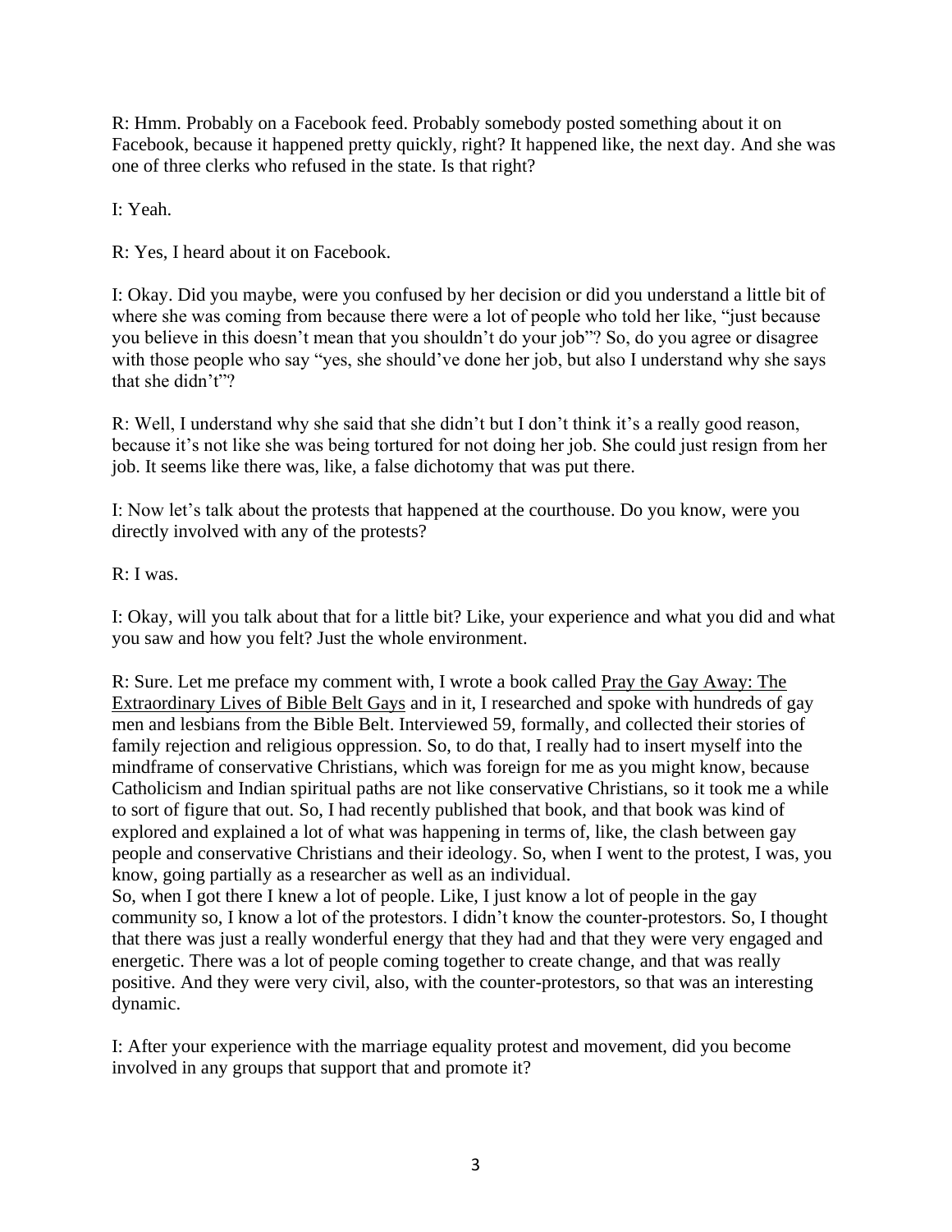R: Hmm. Probably on a Facebook feed. Probably somebody posted something about it on Facebook, because it happened pretty quickly, right? It happened like, the next day. And she was one of three clerks who refused in the state. Is that right?

I: Yeah.

R: Yes, I heard about it on Facebook.

I: Okay. Did you maybe, were you confused by her decision or did you understand a little bit of where she was coming from because there were a lot of people who told her like, "just because you believe in this doesn't mean that you shouldn't do your job"? So, do you agree or disagree with those people who say "yes, she should've done her job, but also I understand why she says that she didn't"?

R: Well, I understand why she said that she didn't but I don't think it's a really good reason, because it's not like she was being tortured for not doing her job. She could just resign from her job. It seems like there was, like, a false dichotomy that was put there.

I: Now let's talk about the protests that happened at the courthouse. Do you know, were you directly involved with any of the protests?

R: I was.

I: Okay, will you talk about that for a little bit? Like, your experience and what you did and what you saw and how you felt? Just the whole environment.

R: Sure. Let me preface my comment with, I wrote a book called Pray the Gay Away: The Extraordinary Lives of Bible Belt Gays and in it, I researched and spoke with hundreds of gay men and lesbians from the Bible Belt. Interviewed 59, formally, and collected their stories of family rejection and religious oppression. So, to do that, I really had to insert myself into the mindframe of conservative Christians, which was foreign for me as you might know, because Catholicism and Indian spiritual paths are not like conservative Christians, so it took me a while to sort of figure that out. So, I had recently published that book, and that book was kind of explored and explained a lot of what was happening in terms of, like, the clash between gay people and conservative Christians and their ideology. So, when I went to the protest, I was, you know, going partially as a researcher as well as an individual.

So, when I got there I knew a lot of people. Like, I just know a lot of people in the gay community so, I know a lot of the protestors. I didn't know the counter-protestors. So, I thought that there was just a really wonderful energy that they had and that they were very engaged and energetic. There was a lot of people coming together to create change, and that was really positive. And they were very civil, also, with the counter-protestors, so that was an interesting dynamic.

I: After your experience with the marriage equality protest and movement, did you become involved in any groups that support that and promote it?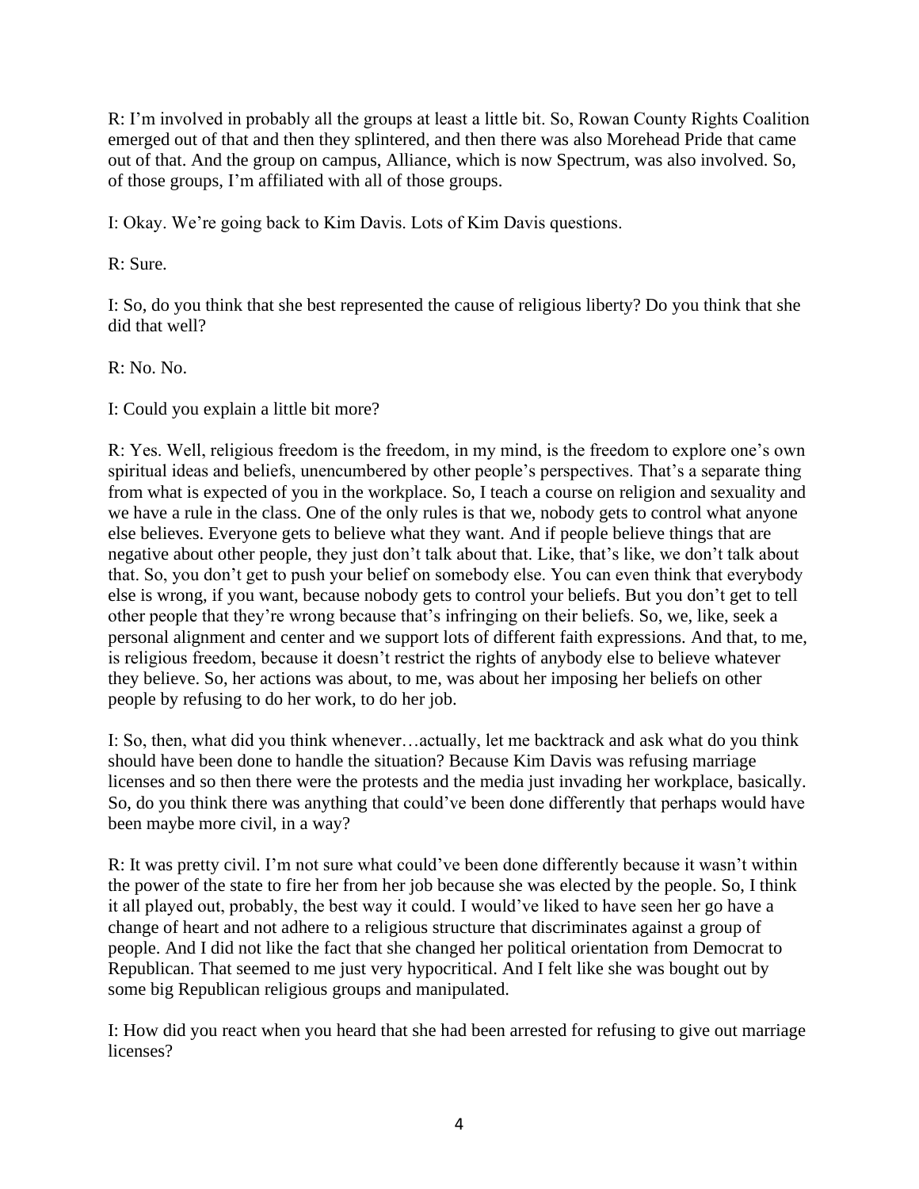R: I'm involved in probably all the groups at least a little bit. So, Rowan County Rights Coalition emerged out of that and then they splintered, and then there was also Morehead Pride that came out of that. And the group on campus, Alliance, which is now Spectrum, was also involved. So, of those groups, I'm affiliated with all of those groups.

I: Okay. We're going back to Kim Davis. Lots of Kim Davis questions.

R: Sure.

I: So, do you think that she best represented the cause of religious liberty? Do you think that she did that well?

R: No. No.

I: Could you explain a little bit more?

R: Yes. Well, religious freedom is the freedom, in my mind, is the freedom to explore one's own spiritual ideas and beliefs, unencumbered by other people's perspectives. That's a separate thing from what is expected of you in the workplace. So, I teach a course on religion and sexuality and we have a rule in the class. One of the only rules is that we, nobody gets to control what anyone else believes. Everyone gets to believe what they want. And if people believe things that are negative about other people, they just don't talk about that. Like, that's like, we don't talk about that. So, you don't get to push your belief on somebody else. You can even think that everybody else is wrong, if you want, because nobody gets to control your beliefs. But you don't get to tell other people that they're wrong because that's infringing on their beliefs. So, we, like, seek a personal alignment and center and we support lots of different faith expressions. And that, to me, is religious freedom, because it doesn't restrict the rights of anybody else to believe whatever they believe. So, her actions was about, to me, was about her imposing her beliefs on other people by refusing to do her work, to do her job.

I: So, then, what did you think whenever…actually, let me backtrack and ask what do you think should have been done to handle the situation? Because Kim Davis was refusing marriage licenses and so then there were the protests and the media just invading her workplace, basically. So, do you think there was anything that could've been done differently that perhaps would have been maybe more civil, in a way?

R: It was pretty civil. I'm not sure what could've been done differently because it wasn't within the power of the state to fire her from her job because she was elected by the people. So, I think it all played out, probably, the best way it could. I would've liked to have seen her go have a change of heart and not adhere to a religious structure that discriminates against a group of people. And I did not like the fact that she changed her political orientation from Democrat to Republican. That seemed to me just very hypocritical. And I felt like she was bought out by some big Republican religious groups and manipulated.

I: How did you react when you heard that she had been arrested for refusing to give out marriage licenses?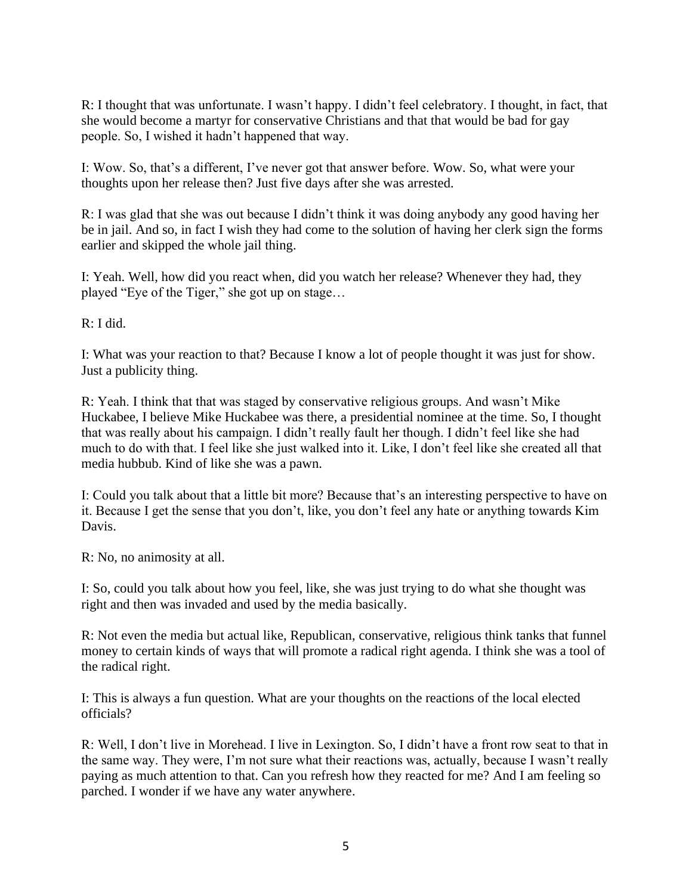R: I thought that was unfortunate. I wasn't happy. I didn't feel celebratory. I thought, in fact, that she would become a martyr for conservative Christians and that that would be bad for gay people. So, I wished it hadn't happened that way.

I: Wow. So, that's a different, I've never got that answer before. Wow. So, what were your thoughts upon her release then? Just five days after she was arrested.

R: I was glad that she was out because I didn't think it was doing anybody any good having her be in jail. And so, in fact I wish they had come to the solution of having her clerk sign the forms earlier and skipped the whole jail thing.

I: Yeah. Well, how did you react when, did you watch her release? Whenever they had, they played "Eye of the Tiger," she got up on stage…

R: I did.

I: What was your reaction to that? Because I know a lot of people thought it was just for show. Just a publicity thing.

R: Yeah. I think that that was staged by conservative religious groups. And wasn't Mike Huckabee, I believe Mike Huckabee was there, a presidential nominee at the time. So, I thought that was really about his campaign. I didn't really fault her though. I didn't feel like she had much to do with that. I feel like she just walked into it. Like, I don't feel like she created all that media hubbub. Kind of like she was a pawn.

I: Could you talk about that a little bit more? Because that's an interesting perspective to have on it. Because I get the sense that you don't, like, you don't feel any hate or anything towards Kim Davis.

R: No, no animosity at all.

I: So, could you talk about how you feel, like, she was just trying to do what she thought was right and then was invaded and used by the media basically.

R: Not even the media but actual like, Republican, conservative, religious think tanks that funnel money to certain kinds of ways that will promote a radical right agenda. I think she was a tool of the radical right.

I: This is always a fun question. What are your thoughts on the reactions of the local elected officials?

R: Well, I don't live in Morehead. I live in Lexington. So, I didn't have a front row seat to that in the same way. They were, I'm not sure what their reactions was, actually, because I wasn't really paying as much attention to that. Can you refresh how they reacted for me? And I am feeling so parched. I wonder if we have any water anywhere.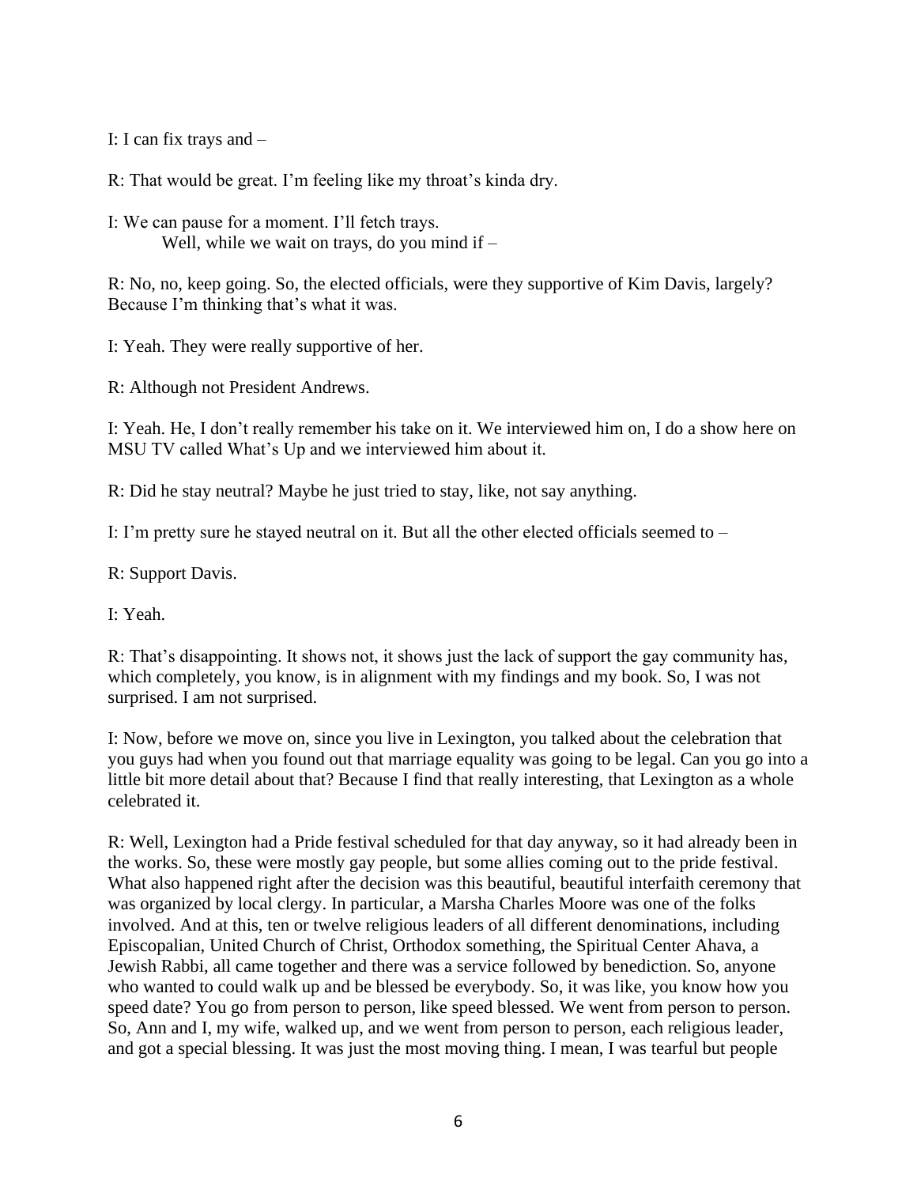I: I can fix trays and –

R: That would be great. I'm feeling like my throat's kinda dry.

I: We can pause for a moment. I'll fetch trays.
Well, while we wait on trays, do you mind if –

R: No, no, keep going. So, the elected officials, were they supportive of Kim Davis, largely? Because I'm thinking that's what it was.

I: Yeah. They were really supportive of her.

R: Although not President Andrews.

I: Yeah. He, I don't really remember his take on it. We interviewed him on, I do a show here on MSU TV called What's Up and we interviewed him about it.

R: Did he stay neutral? Maybe he just tried to stay, like, not say anything.

I: I'm pretty sure he stayed neutral on it. But all the other elected officials seemed to –

R: Support Davis.

I: Yeah.

R: That's disappointing. It shows not, it shows just the lack of support the gay community has, which completely, you know, is in alignment with my findings and my book. So, I was not surprised. I am not surprised.

I: Now, before we move on, since you live in Lexington, you talked about the celebration that you guys had when you found out that marriage equality was going to be legal. Can you go into a little bit more detail about that? Because I find that really interesting, that Lexington as a whole celebrated it.

R: Well, Lexington had a Pride festival scheduled for that day anyway, so it had already been in the works. So, these were mostly gay people, but some allies coming out to the pride festival. What also happened right after the decision was this beautiful, beautiful interfaith ceremony that was organized by local clergy. In particular, a Marsha Charles Moore was one of the folks involved. And at this, ten or twelve religious leaders of all different denominations, including Episcopalian, United Church of Christ, Orthodox something, the Spiritual Center Ahava, a Jewish Rabbi, all came together and there was a service followed by benediction. So, anyone who wanted to could walk up and be blessed be everybody. So, it was like, you know how you speed date? You go from person to person, like speed blessed. We went from person to person. So, Ann and I, my wife, walked up, and we went from person to person, each religious leader, and got a special blessing. It was just the most moving thing. I mean, I was tearful but people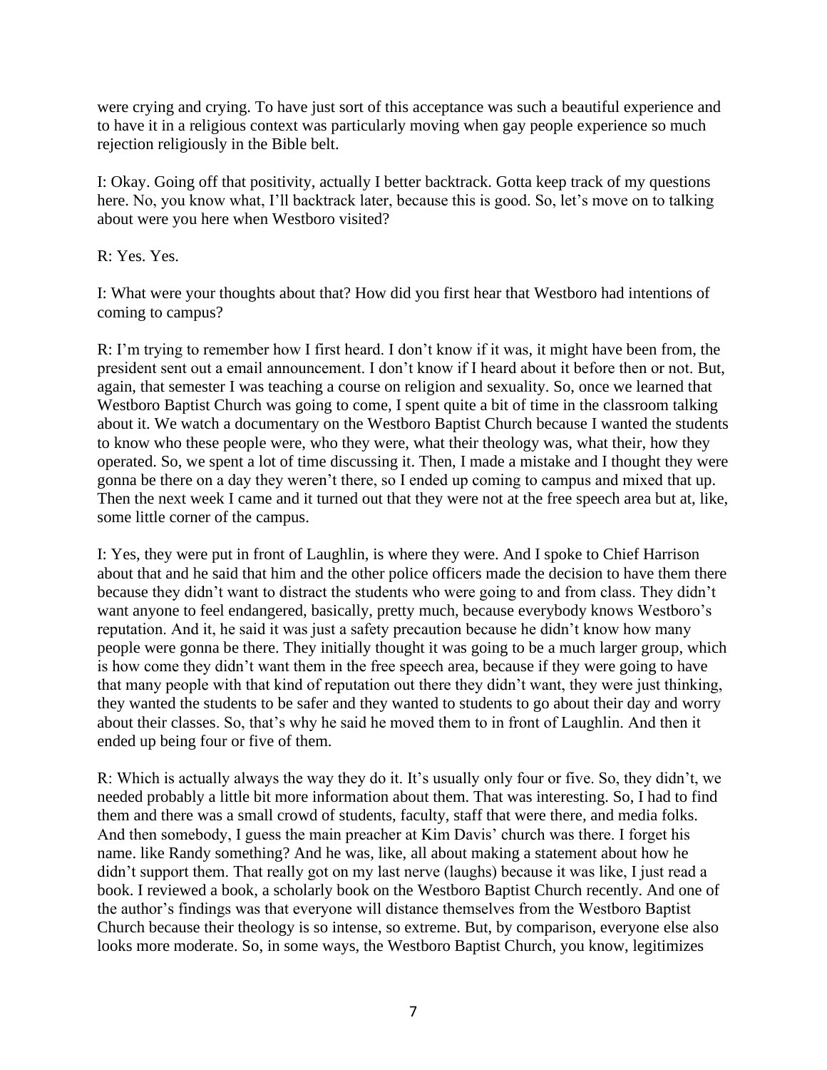were crying and crying. To have just sort of this acceptance was such a beautiful experience and to have it in a religious context was particularly moving when gay people experience so much rejection religiously in the Bible belt.

I: Okay. Going off that positivity, actually I better backtrack. Gotta keep track of my questions here. No, you know what, I'll backtrack later, because this is good. So, let's move on to talking about were you here when Westboro visited?

R: Yes. Yes.

I: What were your thoughts about that? How did you first hear that Westboro had intentions of coming to campus?

R: I'm trying to remember how I first heard. I don't know if it was, it might have been from, the president sent out a email announcement. I don't know if I heard about it before then or not. But, again, that semester I was teaching a course on religion and sexuality. So, once we learned that Westboro Baptist Church was going to come, I spent quite a bit of time in the classroom talking about it. We watch a documentary on the Westboro Baptist Church because I wanted the students to know who these people were, who they were, what their theology was, what their, how they operated. So, we spent a lot of time discussing it. Then, I made a mistake and I thought they were gonna be there on a day they weren't there, so I ended up coming to campus and mixed that up. Then the next week I came and it turned out that they were not at the free speech area but at, like, some little corner of the campus.

I: Yes, they were put in front of Laughlin, is where they were. And I spoke to Chief Harrison about that and he said that him and the other police officers made the decision to have them there because they didn't want to distract the students who were going to and from class. They didn't want anyone to feel endangered, basically, pretty much, because everybody knows Westboro's reputation. And it, he said it was just a safety precaution because he didn't know how many people were gonna be there. They initially thought it was going to be a much larger group, which is how come they didn't want them in the free speech area, because if they were going to have that many people with that kind of reputation out there they didn't want, they were just thinking, they wanted the students to be safer and they wanted to students to go about their day and worry about their classes. So, that's why he said he moved them to in front of Laughlin. And then it ended up being four or five of them.

R: Which is actually always the way they do it. It's usually only four or five. So, they didn't, we needed probably a little bit more information about them. That was interesting. So, I had to find them and there was a small crowd of students, faculty, staff that were there, and media folks. And then somebody, I guess the main preacher at Kim Davis' church was there. I forget his name. like Randy something? And he was, like, all about making a statement about how he didn't support them. That really got on my last nerve (laughs) because it was like, I just read a book. I reviewed a book, a scholarly book on the Westboro Baptist Church recently. And one of the author's findings was that everyone will distance themselves from the Westboro Baptist Church because their theology is so intense, so extreme. But, by comparison, everyone else also looks more moderate. So, in some ways, the Westboro Baptist Church, you know, legitimizes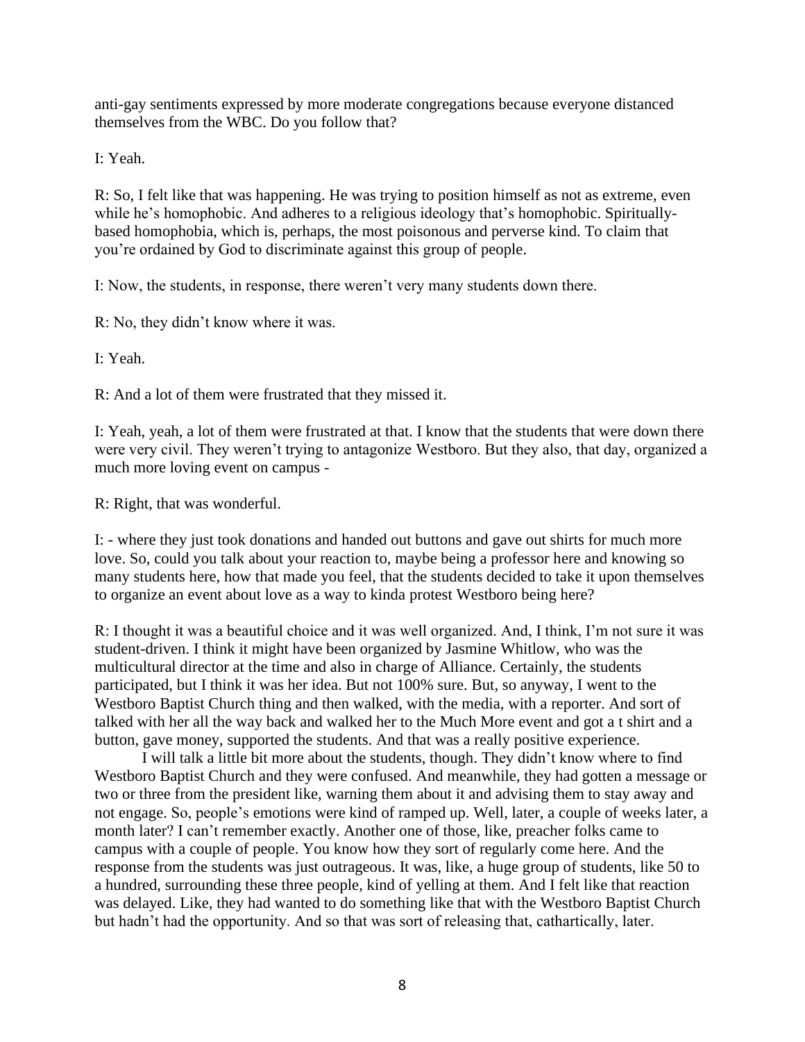anti-gay sentiments expressed by more moderate congregations because everyone distanced themselves from the WBC. Do you follow that?

I: Yeah.

R: So, I felt like that was happening. He was trying to position himself as not as extreme, even while he's homophobic. And adheres to a religious ideology that's homophobic. Spiritually-based homophobia, which is, perhaps, the most poisonous and perverse kind. To claim that you're ordained by God to discriminate against this group of people.

I: Now, the students, in response, there weren't very many students down there.

R: No, they didn't know where it was.

I: Yeah.

R: And a lot of them were frustrated that they missed it.

I: Yeah, yeah, a lot of them were frustrated at that. I know that the students that were down there were very civil. They weren't trying to antagonize Westboro. But they also, that day, organized a much more loving event on campus -

R: Right, that was wonderful.

I: - where they just took donations and handed out buttons and gave out shirts for much more love. So, could you talk about your reaction to, maybe being a professor here and knowing so many students here, how that made you feel, that the students decided to take it upon themselves to organize an event about love as a way to kinda protest Westboro being here?

R: I thought it was a beautiful choice and it was well organized. And, I think, I'm not sure it was student-driven. I think it might have been organized by Jasmine Whitlow, who was the multicultural director at the time and also in charge of Alliance. Certainly, the students participated, but I think it was her idea. But not 100% sure. But, so anyway, I went to the Westboro Baptist Church thing and then walked, with the media, with a reporter. And sort of talked with her all the way back and walked her to the Much More event and got a t shirt and a button, gave money, supported the students. And that was a really positive experience.

I will talk a little bit more about the students, though. They didn't know where to find Westboro Baptist Church and they were confused. And meanwhile, they had gotten a message or two or three from the president like, warning them about it and advising them to stay away and not engage. So, people's emotions were kind of ramped up. Well, later, a couple of weeks later, a month later? I can't remember exactly. Another one of those, like, preacher folks came to campus with a couple of people. You know how they sort of regularly come here. And the response from the students was just outrageous. It was, like, a huge group of students, like 50 to a hundred, surrounding these three people, kind of yelling at them. And I felt like that reaction was delayed. Like, they had wanted to do something like that with the Westboro Baptist Church but hadn't had the opportunity. And so that was sort of releasing that, cathartically, later.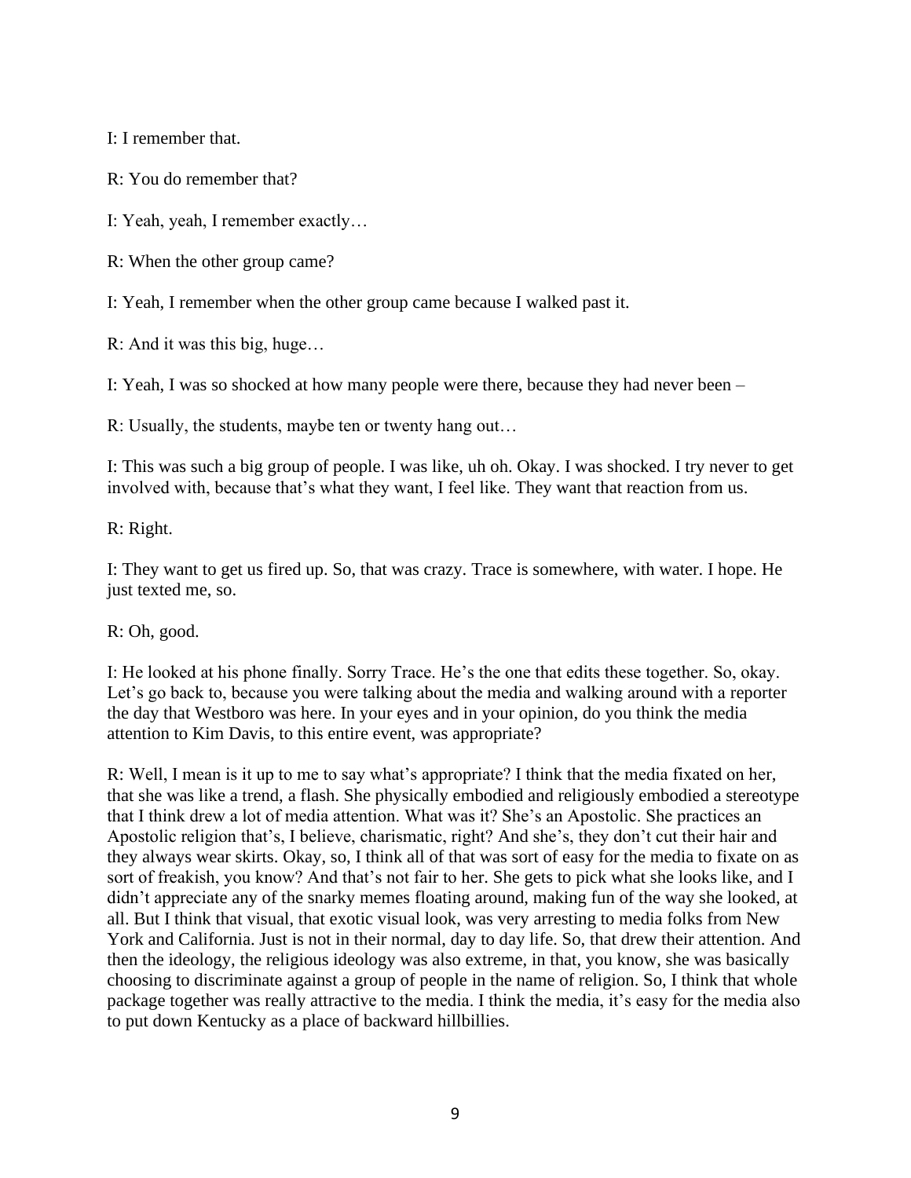I: I remember that.

R: You do remember that?

I: Yeah, yeah, I remember exactly…

R: When the other group came?

I: Yeah, I remember when the other group came because I walked past it.

R: And it was this big, huge…

I: Yeah, I was so shocked at how many people were there, because they had never been –

R: Usually, the students, maybe ten or twenty hang out…

I: This was such a big group of people. I was like, uh oh. Okay. I was shocked. I try never to get involved with, because that's what they want, I feel like. They want that reaction from us.

R: Right.

I: They want to get us fired up. So, that was crazy. Trace is somewhere, with water. I hope. He just texted me, so.

R: Oh, good.

I: He looked at his phone finally. Sorry Trace. He's the one that edits these together. So, okay. Let's go back to, because you were talking about the media and walking around with a reporter the day that Westboro was here. In your eyes and in your opinion, do you think the media attention to Kim Davis, to this entire event, was appropriate?

R: Well, I mean is it up to me to say what's appropriate? I think that the media fixated on her, that she was like a trend, a flash. She physically embodied and religiously embodied a stereotype that I think drew a lot of media attention. What was it? She's an Apostolic. She practices an Apostolic religion that's, I believe, charismatic, right? And she's, they don't cut their hair and they always wear skirts. Okay, so, I think all of that was sort of easy for the media to fixate on as sort of freakish, you know? And that's not fair to her. She gets to pick what she looks like, and I didn't appreciate any of the snarky memes floating around, making fun of the way she looked, at all. But I think that visual, that exotic visual look, was very arresting to media folks from New York and California. Just is not in their normal, day to day life. So, that drew their attention. And then the ideology, the religious ideology was also extreme, in that, you know, she was basically choosing to discriminate against a group of people in the name of religion. So, I think that whole package together was really attractive to the media. I think the media, it's easy for the media also to put down Kentucky as a place of backward hillbillies.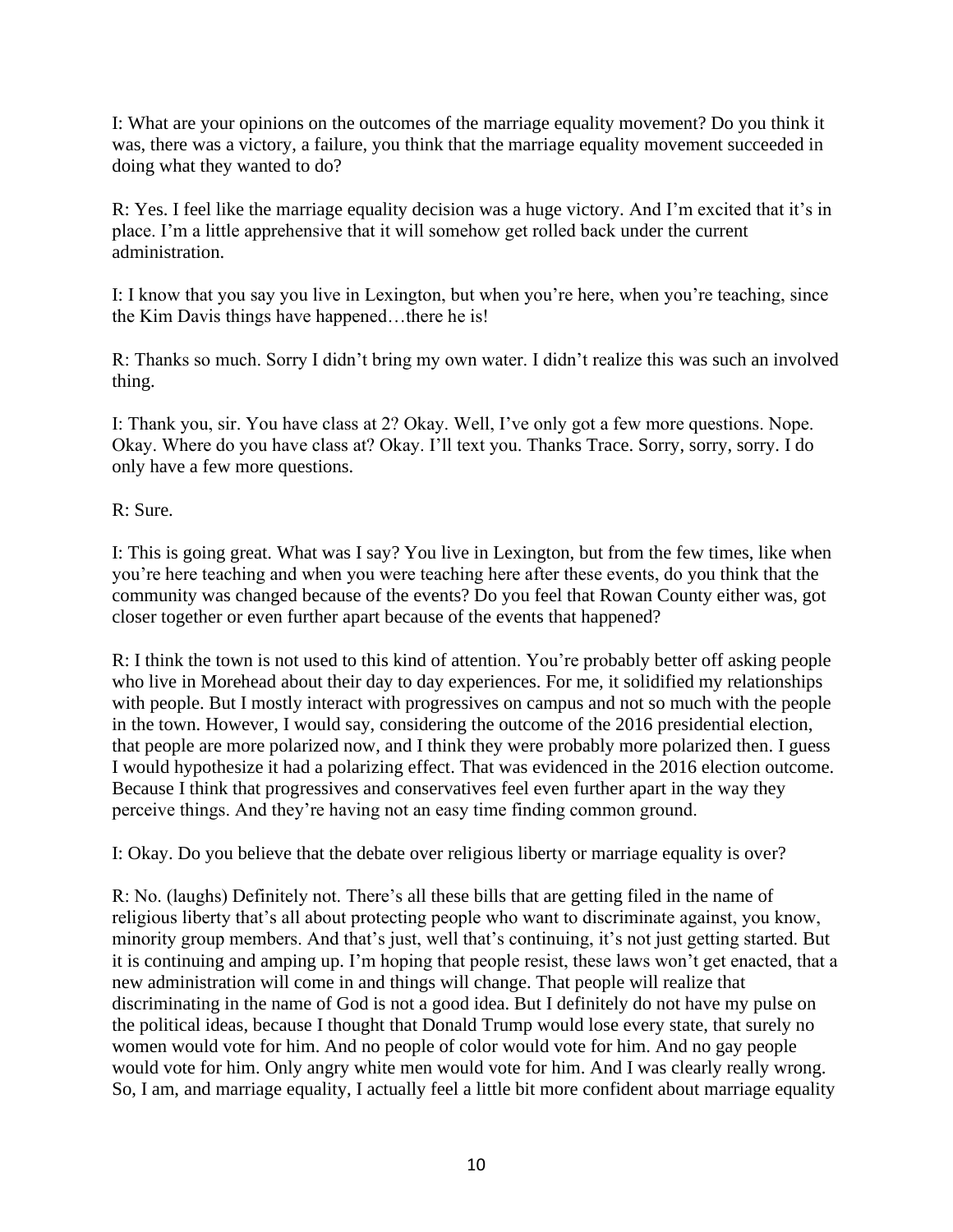I: What are your opinions on the outcomes of the marriage equality movement? Do you think it was, there was a victory, a failure, you think that the marriage equality movement succeeded in doing what they wanted to do?

R: Yes. I feel like the marriage equality decision was a huge victory. And I'm excited that it's in place. I'm a little apprehensive that it will somehow get rolled back under the current administration.

I: I know that you say you live in Lexington, but when you're here, when you're teaching, since the Kim Davis things have happened…there he is!

R: Thanks so much. Sorry I didn't bring my own water. I didn't realize this was such an involved thing.

I: Thank you, sir. You have class at 2? Okay. Well, I've only got a few more questions. Nope. Okay. Where do you have class at? Okay. I'll text you. Thanks Trace. Sorry, sorry, sorry. I do only have a few more questions.

R: Sure.

I: This is going great. What was I say? You live in Lexington, but from the few times, like when you're here teaching and when you were teaching here after these events, do you think that the community was changed because of the events? Do you feel that Rowan County either was, got closer together or even further apart because of the events that happened?

R: I think the town is not used to this kind of attention. You're probably better off asking people who live in Morehead about their day to day experiences. For me, it solidified my relationships with people. But I mostly interact with progressives on campus and not so much with the people in the town. However, I would say, considering the outcome of the 2016 presidential election, that people are more polarized now, and I think they were probably more polarized then. I guess I would hypothesize it had a polarizing effect. That was evidenced in the 2016 election outcome. Because I think that progressives and conservatives feel even further apart in the way they perceive things. And they're having not an easy time finding common ground.

I: Okay. Do you believe that the debate over religious liberty or marriage equality is over?

R: No. (laughs) Definitely not. There's all these bills that are getting filed in the name of religious liberty that's all about protecting people who want to discriminate against, you know, minority group members. And that's just, well that's continuing, it's not just getting started. But it is continuing and amping up. I'm hoping that people resist, these laws won't get enacted, that a new administration will come in and things will change. That people will realize that discriminating in the name of God is not a good idea. But I definitely do not have my pulse on the political ideas, because I thought that Donald Trump would lose every state, that surely no women would vote for him. And no people of color would vote for him. And no gay people would vote for him. Only angry white men would vote for him. And I was clearly really wrong. So, I am, and marriage equality, I actually feel a little bit more confident about marriage equality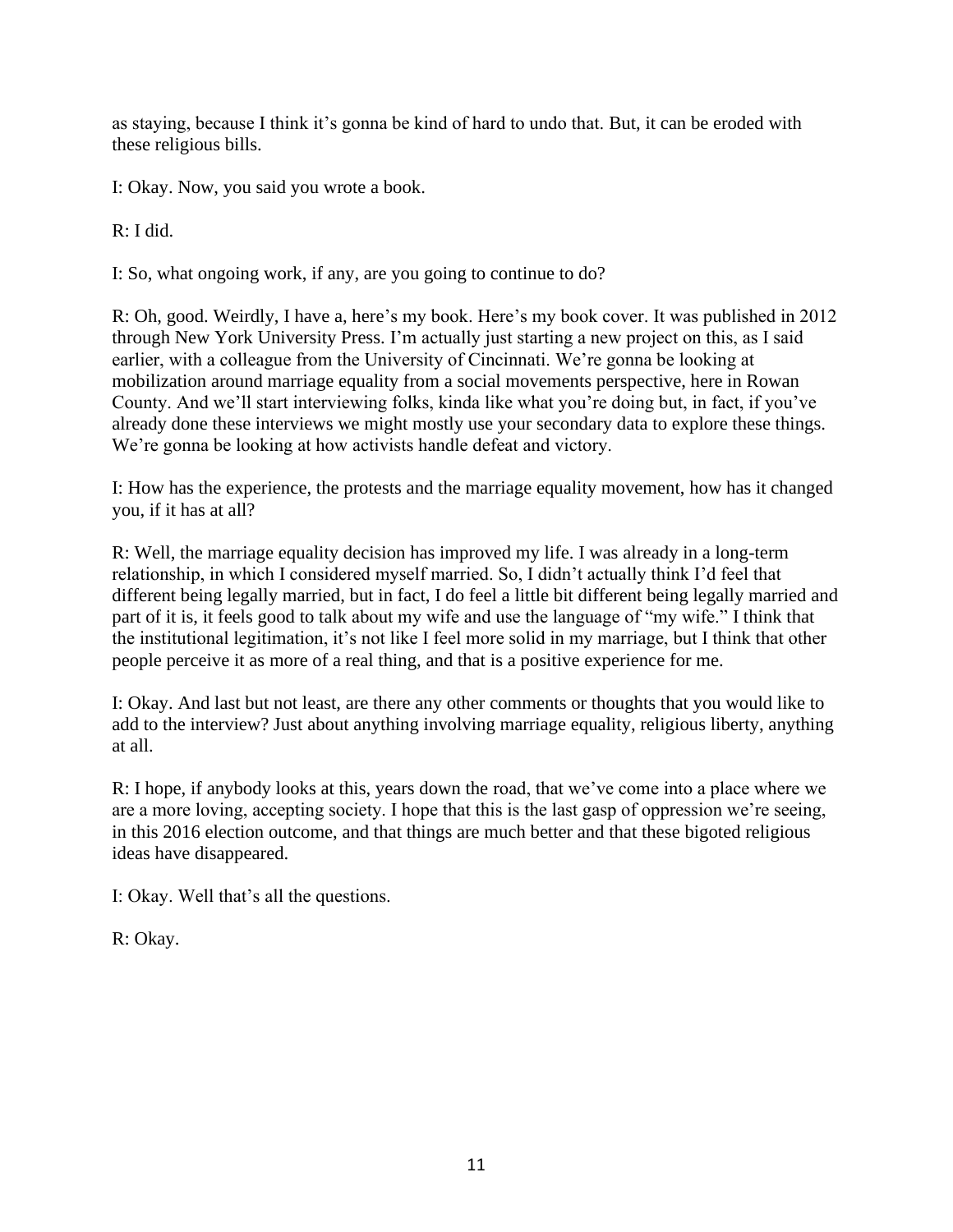as staying, because I think it's gonna be kind of hard to undo that. But, it can be eroded with these religious bills.

I: Okay. Now, you said you wrote a book.

R: I did.

I: So, what ongoing work, if any, are you going to continue to do?

R: Oh, good. Weirdly, I have a, here's my book. Here's my book cover. It was published in 2012 through New York University Press. I'm actually just starting a new project on this, as I said earlier, with a colleague from the University of Cincinnati. We're gonna be looking at mobilization around marriage equality from a social movements perspective, here in Rowan County. And we'll start interviewing folks, kinda like what you're doing but, in fact, if you've already done these interviews we might mostly use your secondary data to explore these things. We're gonna be looking at how activists handle defeat and victory.

I: How has the experience, the protests and the marriage equality movement, how has it changed you, if it has at all?

R: Well, the marriage equality decision has improved my life. I was already in a long-term relationship, in which I considered myself married. So, I didn't actually think I'd feel that different being legally married, but in fact, I do feel a little bit different being legally married and part of it is, it feels good to talk about my wife and use the language of "my wife." I think that the institutional legitimation, it's not like I feel more solid in my marriage, but I think that other people perceive it as more of a real thing, and that is a positive experience for me.

I: Okay. And last but not least, are there any other comments or thoughts that you would like to add to the interview? Just about anything involving marriage equality, religious liberty, anything at all.

R: I hope, if anybody looks at this, years down the road, that we've come into a place where we are a more loving, accepting society. I hope that this is the last gasp of oppression we're seeing, in this 2016 election outcome, and that things are much better and that these bigoted religious ideas have disappeared.

I: Okay. Well that's all the questions.

R: Okay.